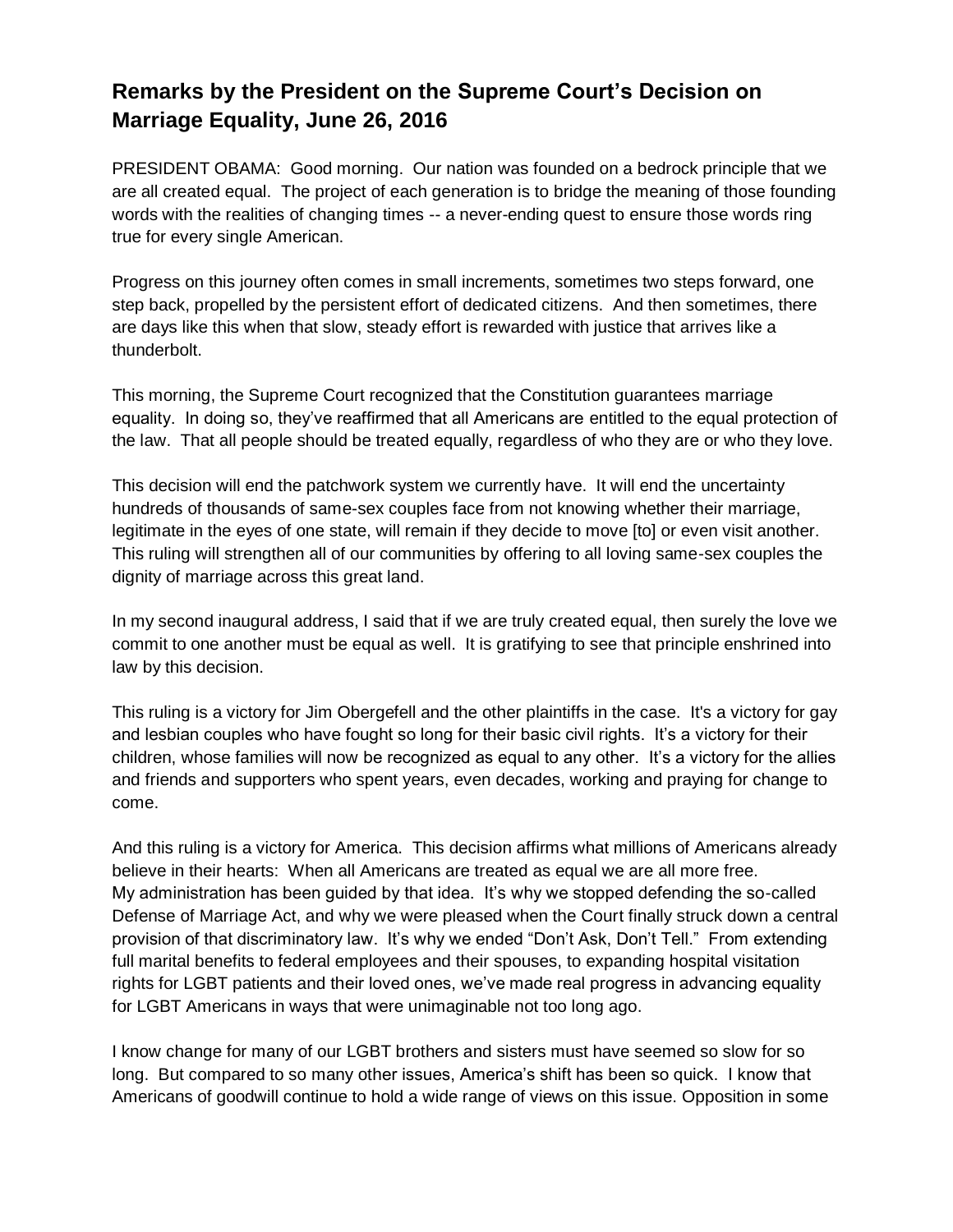# Remarks by the President on the Supreme Court's Decision on Marriage Equality, June 26, 2016

PRESIDENT OBAMA: Good morning. Our nation was founded on a bedrock principle that we are all created equal. The project of each generation is to bridge the meaning of those founding words with the realities of changing times -- a never-ending quest to ensure those words ring true for every single American.

Progress on this journey often comes in small increments, sometimes two steps forward, one step back, propelled by the persistent effort of dedicated citizens. And then sometimes, there are days like this when that slow, steady effort is rewarded with justice that arrives like a thunderbolt.

This morning, the Supreme Court recognized that the Constitution guarantees marriage equality. In doing so, they've reaffirmed that all Americans are entitled to the equal protection of the law. That all people should be treated equally, regardless of who they are or who they love.

This decision will end the patchwork system we currently have. It will end the uncertainty hundreds of thousands of same-sex couples face from not knowing whether their marriage, legitimate in the eyes of one state, will remain if they decide to move [to] or even visit another. This ruling will strengthen all of our communities by offering to all loving same-sex couples the dignity of marriage across this great land.

In my second inaugural address, I said that if we are truly created equal, then surely the love we commit to one another must be equal as well. It is gratifying to see that principle enshrined into law by this decision.

This ruling is a victory for Jim Obergefell and the other plaintiffs in the case. It's a victory for gay and lesbian couples who have fought so long for their basic civil rights. It's a victory for their children, whose families will now be recognized as equal to any other. It's a victory for the allies and friends and supporters who spent years, even decades, working and praying for change to come.

And this ruling is a victory for America. This decision affirms what millions of Americans already believe in their hearts: When all Americans are treated as equal we are all more free.
My administration has been guided by that idea. It's why we stopped defending the so-called Defense of Marriage Act, and why we were pleased when the Court finally struck down a central provision of that discriminatory law. It's why we ended "Don't Ask, Don't Tell." From extending full marital benefits to federal employees and their spouses, to expanding hospital visitation rights for LGBT patients and their loved ones, we've made real progress in advancing equality for LGBT Americans in ways that were unimaginable not too long ago.

I know change for many of our LGBT brothers and sisters must have seemed so slow for so long. But compared to so many other issues, America's shift has been so quick. I know that Americans of goodwill continue to hold a wide range of views on this issue. Opposition in some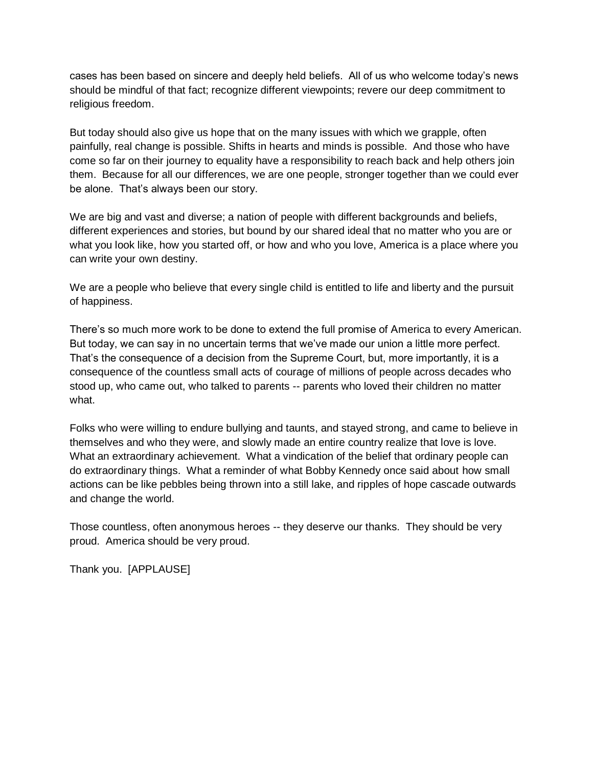cases has been based on sincere and deeply held beliefs. All of us who welcome today's news should be mindful of that fact; recognize different viewpoints; revere our deep commitment to religious freedom.

But today should also give us hope that on the many issues with which we grapple, often painfully, real change is possible. Shifts in hearts and minds is possible. And those who have come so far on their journey to equality have a responsibility to reach back and help others join them. Because for all our differences, we are one people, stronger together than we could ever be alone. That's always been our story.

We are big and vast and diverse; a nation of people with different backgrounds and beliefs, different experiences and stories, but bound by our shared ideal that no matter who you are or what you look like, how you started off, or how and who you love, America is a place where you can write your own destiny.

We are a people who believe that every single child is entitled to life and liberty and the pursuit of happiness.

There's so much more work to be done to extend the full promise of America to every American. But today, we can say in no uncertain terms that we've made our union a little more perfect. That's the consequence of a decision from the Supreme Court, but, more importantly, it is a consequence of the countless small acts of courage of millions of people across decades who stood up, who came out, who talked to parents -- parents who loved their children no matter what.

Folks who were willing to endure bullying and taunts, and stayed strong, and came to believe in themselves and who they were, and slowly made an entire country realize that love is love. What an extraordinary achievement. What a vindication of the belief that ordinary people can do extraordinary things. What a reminder of what Bobby Kennedy once said about how small actions can be like pebbles being thrown into a still lake, and ripples of hope cascade outwards and change the world.

Those countless, often anonymous heroes -- they deserve our thanks. They should be very proud. America should be very proud.

Thank you. [APPLAUSE]